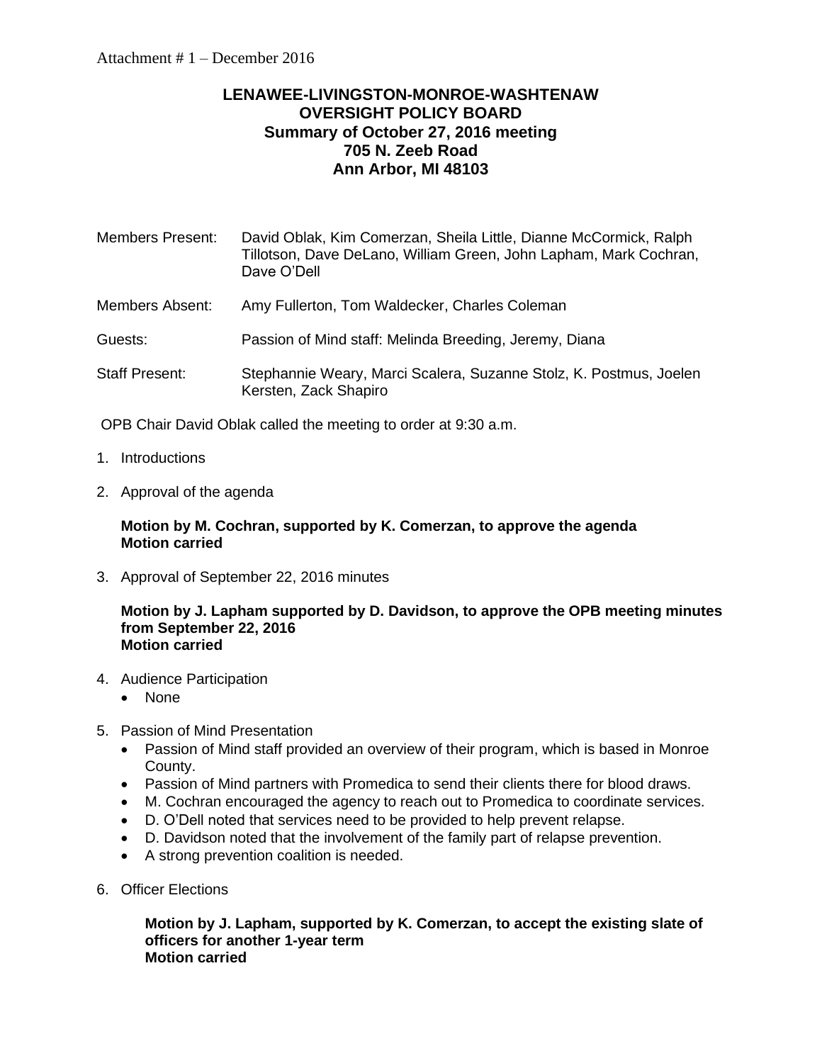Attachment # 1 – December 2016

# LENAWEE-LIVINGSTON-MONROE-WASHTENAW OVERSIGHT POLICY BOARD

## Summary of October 27, 2016 meeting
## 705 N. Zeeb Road
## Ann Arbor, MI 48103

Members Present: David Oblak, Kim Comerzan, Sheila Little, Dianne McCormick, Ralph Tillotson, Dave DeLano, William Green, John Lapham, Mark Cochran, Dave O'Dell

Members Absent: Amy Fullerton, Tom Waldecker, Charles Coleman

Guests: Passion of Mind staff: Melinda Breeding, Jeremy, Diana

Staff Present: Stephannie Weary, Marci Scalera, Suzanne Stolz, K. Postmus, Joelen Kersten, Zack Shapiro

OPB Chair David Oblak called the meeting to order at 9:30 a.m.

1. Introductions
2. Approval of the agenda

   **Motion by M. Cochran, supported by K. Comerzan, to approve the agenda**
   **Motion carried**

3. Approval of September 22, 2016 minutes

   **Motion by J. Lapham supported by D. Davidson, to approve the OPB meeting minutes from September 22, 2016**
   **Motion carried**

4. Audience Participation
   - None
5. Passion of Mind Presentation
   - Passion of Mind staff provided an overview of their program, which is based in Monroe County.
   - Passion of Mind partners with Promedica to send their clients there for blood draws.
   - M. Cochran encouraged the agency to reach out to Promedica to coordinate services.
   - D. O'Dell noted that services need to be provided to help prevent relapse.
   - D. Davidson noted that the involvement of the family part of relapse prevention.
   - A strong prevention coalition is needed.
6. Officer Elections

   **Motion by J. Lapham, supported by K. Comerzan, to accept the existing slate of officers for another 1-year term**
   **Motion carried**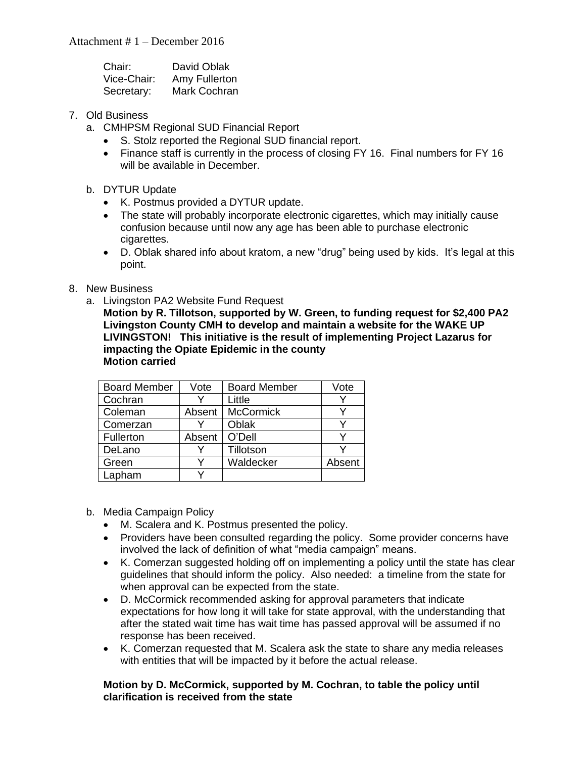Attachment # 1 – December 2016

Chair: David Oblak
Vice-Chair: Amy Fullerton
Secretary: Mark Cochran

7. Old Business
   a. CMHPSM Regional SUD Financial Report
      - S. Stolz reported the Regional SUD financial report.
      - Finance staff is currently in the process of closing FY 16. Final numbers for FY 16 will be available in December.

   b. DYTUR Update
      - K. Postmus provided a DYTUR update.
      - The state will probably incorporate electronic cigarettes, which may initially cause confusion because until now any age has been able to purchase electronic cigarettes.
      - D. Oblak shared info about kratom, a new "drug" being used by kids. It's legal at this point.

8. New Business
   a. Livingston PA2 Website Fund Request
      **Motion by R. Tillotson, supported by W. Green, to funding request for $2,400 PA2 Livingston County CMH to develop and maintain a website for the WAKE UP LIVINGSTON! This initiative is the result of implementing Project Lazarus for impacting the Opiate Epidemic in the county**
      **Motion carried**

| Board Member | Vote | Board Member | Vote |
|---|---|---|---|
| Cochran | Y | Little | Y |
| Coleman | Absent | McCormick | Y |
| Comerzan | Y | Oblak | Y |
| Fullerton | Absent | O'Dell | Y |
| DeLano | Y | Tillotson | Y |
| Green | Y | Waldecker | Absent |
| Lapham | Y | | |

   b. Media Campaign Policy
      - M. Scalera and K. Postmus presented the policy.
      - Providers have been consulted regarding the policy. Some provider concerns have involved the lack of definition of what "media campaign" means.
      - K. Comerzan suggested holding off on implementing a policy until the state has clear guidelines that should inform the policy. Also needed: a timeline from the state for when approval can be expected from the state.
      - D. McCormick recommended asking for approval parameters that indicate expectations for how long it will take for state approval, with the understanding that after the stated wait time has wait time has passed approval will be assumed if no response has been received.
      - K. Comerzan requested that M. Scalera ask the state to share any media releases with entities that will be impacted by it before the actual release.

      **Motion by D. McCormick, supported by M. Cochran, to table the policy until clarification is received from the state**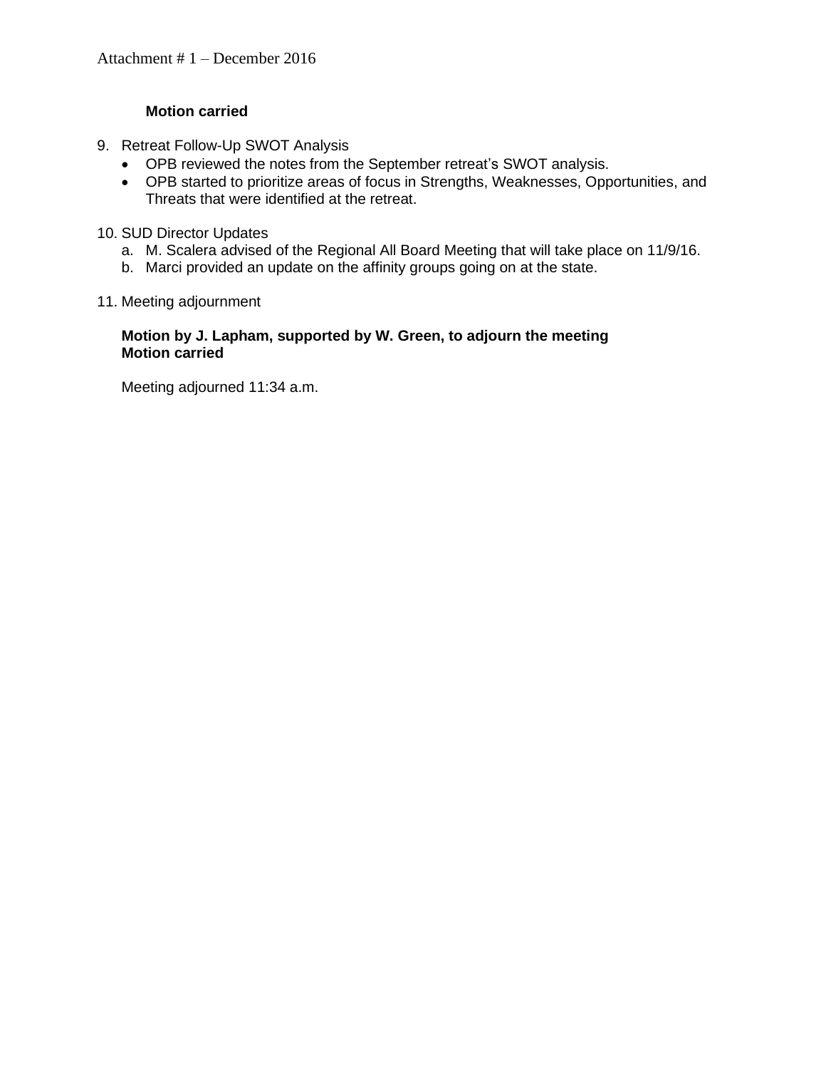**Motion carried**

9. Retreat Follow-Up SWOT Analysis
   - OPB reviewed the notes from the September retreat's SWOT analysis.
   - OPB started to prioritize areas of focus in Strengths, Weaknesses, Opportunities, and Threats that were identified at the retreat.

10. SUD Director Updates
    a. M. Scalera advised of the Regional All Board Meeting that will take place on 11/9/16.
    b. Marci provided an update on the affinity groups going on at the state.

11. Meeting adjournment

    **Motion by J. Lapham, supported by W. Green, to adjourn the meeting**
    **Motion carried**

    Meeting adjourned 11:34 a.m.